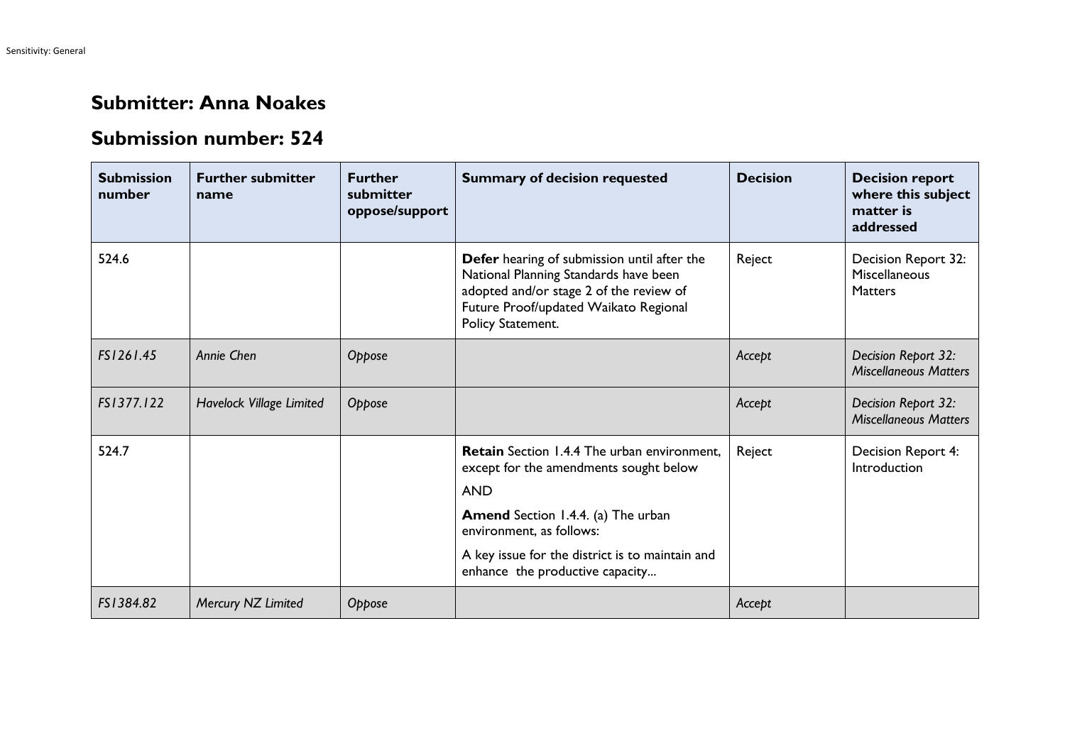## Submitter: Anna Noakes

## Submission number: 524

| Submission number | Further submitter name | Further submitter oppose/support | Summary of decision requested | Decision | Decision report where this subject matter is addressed |
|---|---|---|---|---|---|
| 524.6 | | | **Defer** hearing of submission until after the National Planning Standards have been adopted and/or stage 2 of the review of Future Proof/updated Waikato Regional Policy Statement. | Reject | Decision Report 32: Miscellaneous Matters |
| *FS1261.45* | *Annie Chen* | *Oppose* | | *Accept* | *Decision Report 32: Miscellaneous Matters* |
| *FS1377.122* | *Havelock Village Limited* | *Oppose* | | *Accept* | *Decision Report 32: Miscellaneous Matters* |
| 524.7 | | | **Retain** Section 1.4.4 The urban environment, except for the amendments sought below<br><br>AND<br><br>**Amend** Section 1.4.4. (a) The urban environment, as follows:<br><br>A key issue for the district is to maintain and enhance the productive capacity... | Reject | Decision Report 4: Introduction |
| *FS1384.82* | *Mercury NZ Limited* | *Oppose* | | *Accept* | |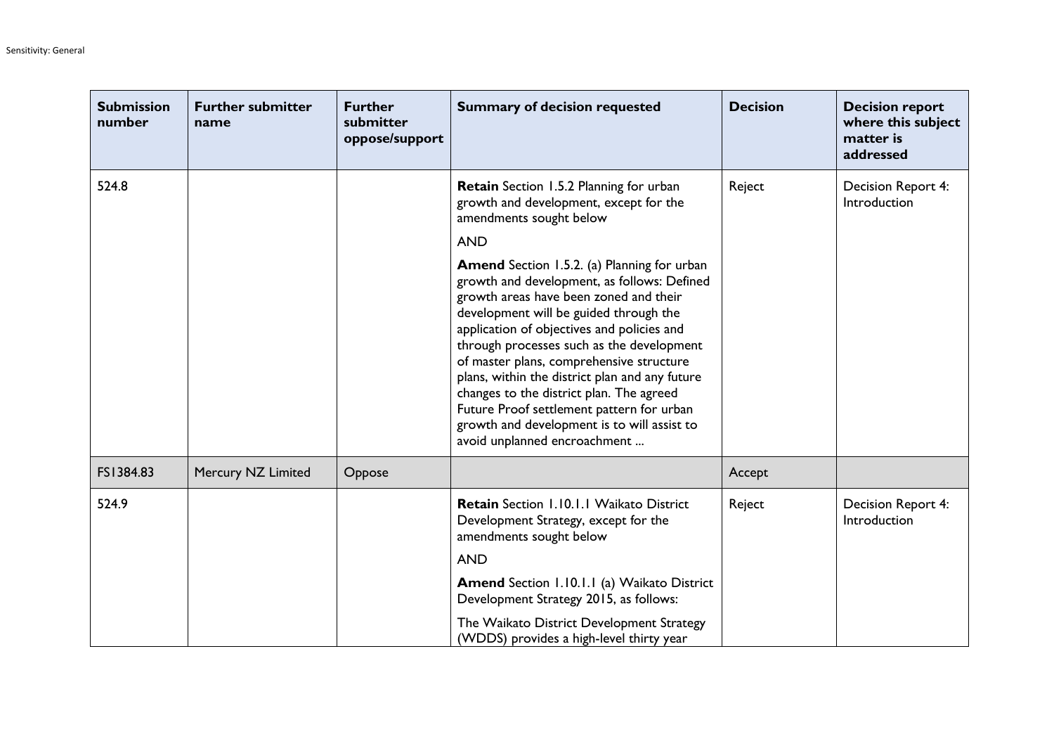| Submission number | Further submitter name | Further submitter oppose/support | Summary of decision requested | Decision | Decision report where this subject matter is addressed |
|---|---|---|---|---|---|
| 524.8 | | | **Retain** Section 1.5.2 Planning for urban growth and development, except for the amendments sought below<br><br>AND<br><br>**Amend** Section 1.5.2. (a) Planning for urban growth and development, as follows: Defined growth areas have been zoned and their development will be guided through the application of objectives and policies and through processes such as the development of master plans, comprehensive structure plans, within the district plan and any future changes to the district plan. The agreed Future Proof settlement pattern for urban growth and development is to will assist to avoid unplanned encroachment ... | Reject | Decision Report 4: Introduction |
| FS1384.83 | Mercury NZ Limited | Oppose | | Accept | |
| 524.9 | | | **Retain** Section 1.10.1.1 Waikato District Development Strategy, except for the amendments sought below<br><br>AND<br><br>**Amend** Section 1.10.1.1 (a) Waikato District Development Strategy 2015, as follows:<br><br>The Waikato District Development Strategy (WDDS) provides a high-level thirty year | Reject | Decision Report 4: Introduction |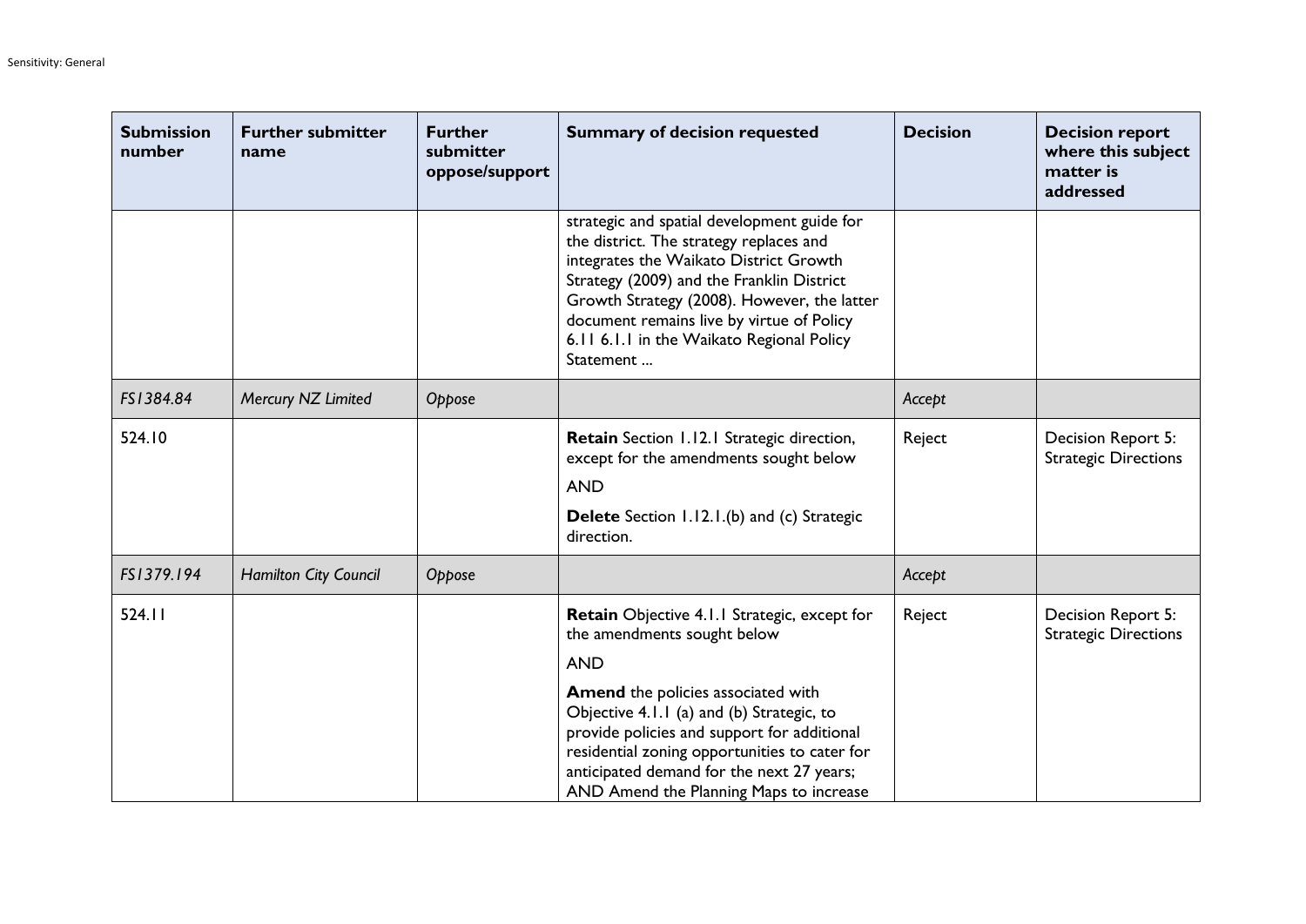| Submission number | Further submitter name | Further submitter oppose/support | Summary of decision requested | Decision | Decision report where this subject matter is addressed |
|---|---|---|---|---|---|
| | | | strategic and spatial development guide for the district. The strategy replaces and integrates the Waikato District Growth Strategy (2009) and the Franklin District Growth Strategy (2008). However, the latter document remains live by virtue of Policy 6.11 6.1.1 in the Waikato Regional Policy Statement ... | | |
| *FS1384.84* | *Mercury NZ Limited* | *Oppose* | | *Accept* | |
| 524.10 | | | **Retain** Section 1.12.1 Strategic direction, except for the amendments sought below<br>AND<br>**Delete** Section 1.12.1.(b) and (c) Strategic direction. | Reject | Decision Report 5: Strategic Directions |
| *FS1379.194* | *Hamilton City Council* | *Oppose* | | *Accept* | |
| 524.11 | | | **Retain** Objective 4.1.1 Strategic, except for the amendments sought below<br>AND<br>**Amend** the policies associated with Objective 4.1.1 (a) and (b) Strategic, to provide policies and support for additional residential zoning opportunities to cater for anticipated demand for the next 27 years; AND Amend the Planning Maps to increase | Reject | Decision Report 5: Strategic Directions |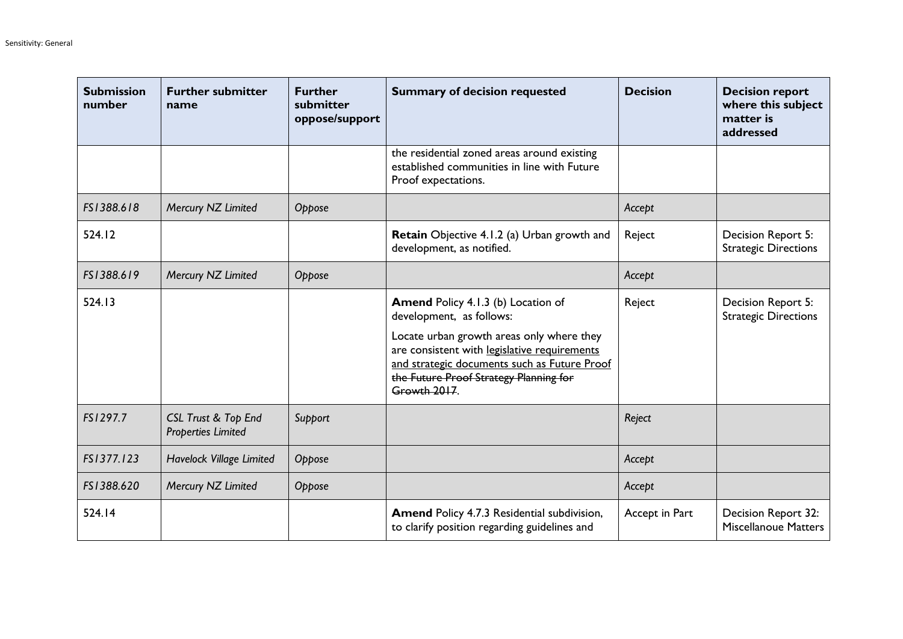| Submission number | Further submitter name | Further submitter oppose/support | Summary of decision requested | Decision | Decision report where this subject matter is addressed |
|---|---|---|---|---|---|
| | | | the residential zoned areas around existing established communities in line with Future Proof expectations. | | |
| *FS1388.618* | *Mercury NZ Limited* | *Oppose* | | *Accept* | |
| 524.12 | | | **Retain** Objective 4.1.2 (a) Urban growth and development, as notified. | Reject | Decision Report 5: Strategic Directions |
| *FS1388.619* | *Mercury NZ Limited* | *Oppose* | | *Accept* | |
| 524.13 | | | **Amend** Policy 4.1.3 (b) Location of development, as follows:<br><br>Locate urban growth areas only where they are consistent with <u>legislative requirements and strategic documents such as Future Proof</u> ~~the Future Proof Strategy Planning for Growth 2017~~. | Reject | Decision Report 5: Strategic Directions |
| *FS1297.7* | *CSL Trust & Top End Properties Limited* | *Support* | | *Reject* | |
| *FS1377.123* | *Havelock Village Limited* | *Oppose* | | *Accept* | |
| *FS1388.620* | *Mercury NZ Limited* | *Oppose* | | *Accept* | |
| 524.14 | | | **Amend** Policy 4.7.3 Residential subdivision, to clarify position regarding guidelines and | Accept in Part | Decision Report 32: Miscellanoue Matters |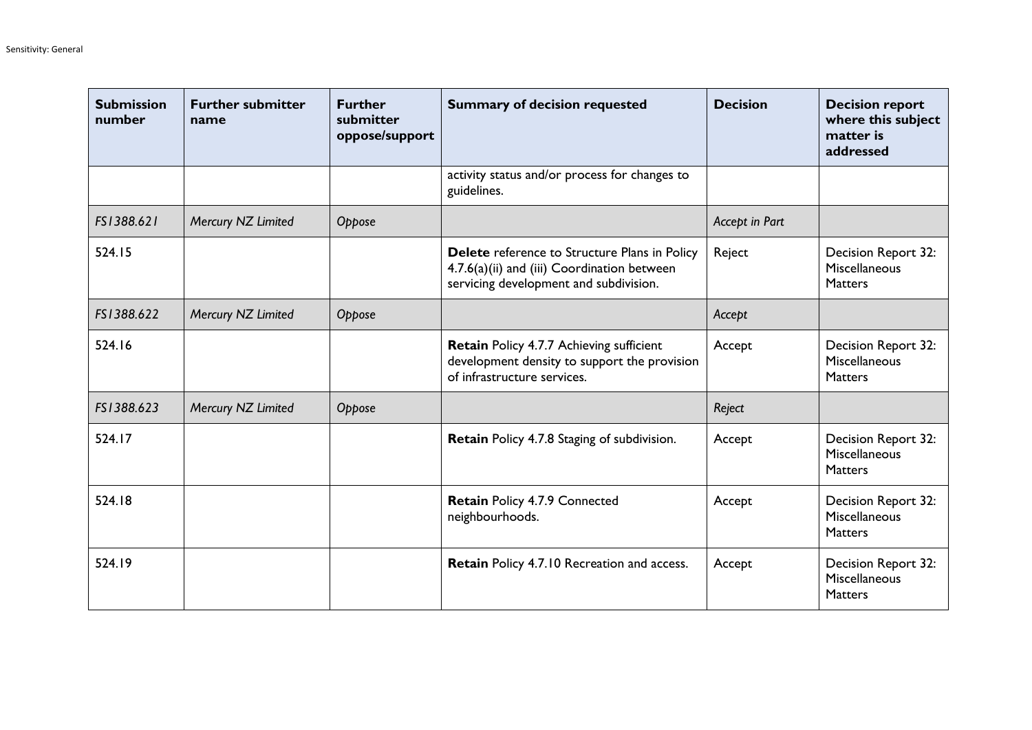| Submission number | Further submitter name | Further submitter oppose/support | Summary of decision requested | Decision | Decision report where this subject matter is addressed |
| --- | --- | --- | --- | --- | --- |
| | | | activity status and/or process for changes to guidelines. | | |
| *FS1388.621* | *Mercury NZ Limited* | *Oppose* | | *Accept in Part* | |
| 524.15 | | | **Delete** reference to Structure Plans in Policy 4.7.6(a)(ii) and (iii) Coordination between servicing development and subdivision. | Reject | Decision Report 32: Miscellaneous Matters |
| *FS1388.622* | *Mercury NZ Limited* | *Oppose* | | *Accept* | |
| 524.16 | | | **Retain** Policy 4.7.7 Achieving sufficient development density to support the provision of infrastructure services. | Accept | Decision Report 32: Miscellaneous Matters |
| *FS1388.623* | *Mercury NZ Limited* | *Oppose* | | *Reject* | |
| 524.17 | | | **Retain** Policy 4.7.8 Staging of subdivision. | Accept | Decision Report 32: Miscellaneous Matters |
| 524.18 | | | **Retain** Policy 4.7.9 Connected neighbourhoods. | Accept | Decision Report 32: Miscellaneous Matters |
| 524.19 | | | **Retain** Policy 4.7.10 Recreation and access. | Accept | Decision Report 32: Miscellaneous Matters |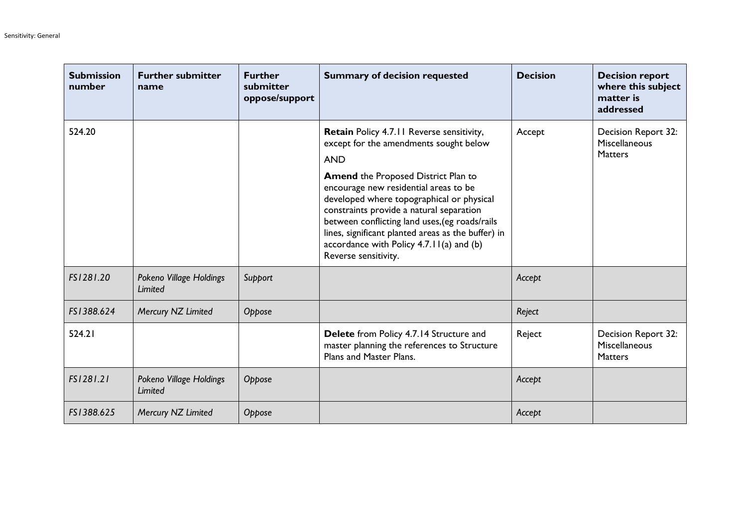| Submission number | Further submitter name | Further submitter oppose/support | Summary of decision requested | Decision | Decision report where this subject matter is addressed |
|---|---|---|---|---|---|
| 524.20 | | | **Retain** Policy 4.7.11 Reverse sensitivity, except for the amendments sought below<br>AND<br>**Amend** the Proposed District Plan to encourage new residential areas to be developed where topographical or physical constraints provide a natural separation between conflicting land uses,(eg roads/rails lines, significant planted areas as the buffer) in accordance with Policy 4.7.11(a) and (b) Reverse sensitivity. | Accept | Decision Report 32: Miscellaneous Matters |
| *FS1281.20* | *Pokeno Village Holdings Limited* | *Support* | | *Accept* | |
| *FS1388.624* | *Mercury NZ Limited* | *Oppose* | | *Reject* | |
| 524.21 | | | **Delete** from Policy 4.7.14 Structure and master planning the references to Structure Plans and Master Plans. | Reject | Decision Report 32: Miscellaneous Matters |
| *FS1281.21* | *Pokeno Village Holdings Limited* | *Oppose* | | *Accept* | |
| *FS1388.625* | *Mercury NZ Limited* | *Oppose* | | *Accept* | |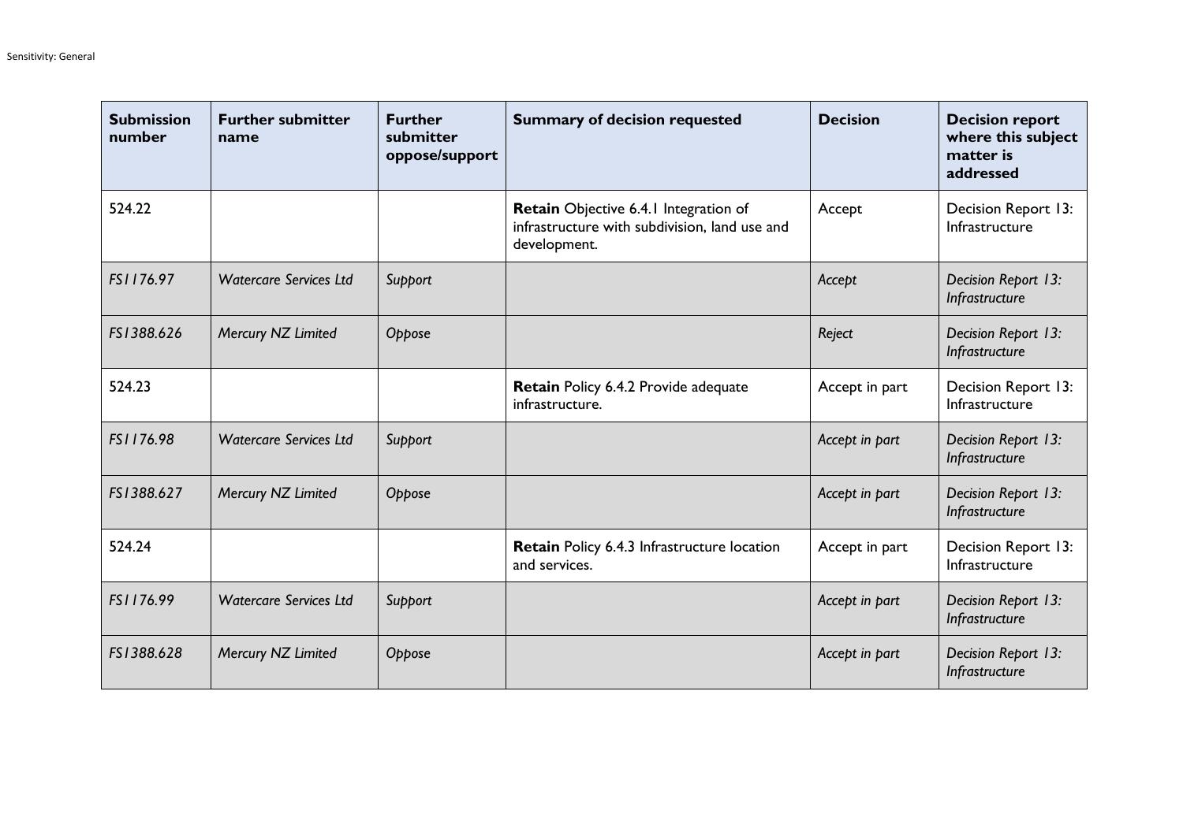| Submission number | Further submitter name | Further submitter oppose/support | Summary of decision requested | Decision | Decision report where this subject matter is addressed |
|---|---|---|---|---|---|
| 524.22 | | | **Retain** Objective 6.4.1 Integration of infrastructure with subdivision, land use and development. | Accept | Decision Report 13: Infrastructure |
| *FS1176.97* | *Watercare Services Ltd* | *Support* | | *Accept* | *Decision Report 13: Infrastructure* |
| *FS1388.626* | *Mercury NZ Limited* | *Oppose* | | *Reject* | *Decision Report 13: Infrastructure* |
| 524.23 | | | **Retain** Policy 6.4.2 Provide adequate infrastructure. | Accept in part | Decision Report 13: Infrastructure |
| *FS1176.98* | *Watercare Services Ltd* | *Support* | | *Accept in part* | *Decision Report 13: Infrastructure* |
| *FS1388.627* | *Mercury NZ Limited* | *Oppose* | | *Accept in part* | *Decision Report 13: Infrastructure* |
| 524.24 | | | **Retain** Policy 6.4.3 Infrastructure location and services. | Accept in part | Decision Report 13: Infrastructure |
| *FS1176.99* | *Watercare Services Ltd* | *Support* | | *Accept in part* | *Decision Report 13: Infrastructure* |
| *FS1388.628* | *Mercury NZ Limited* | *Oppose* | | *Accept in part* | *Decision Report 13: Infrastructure* |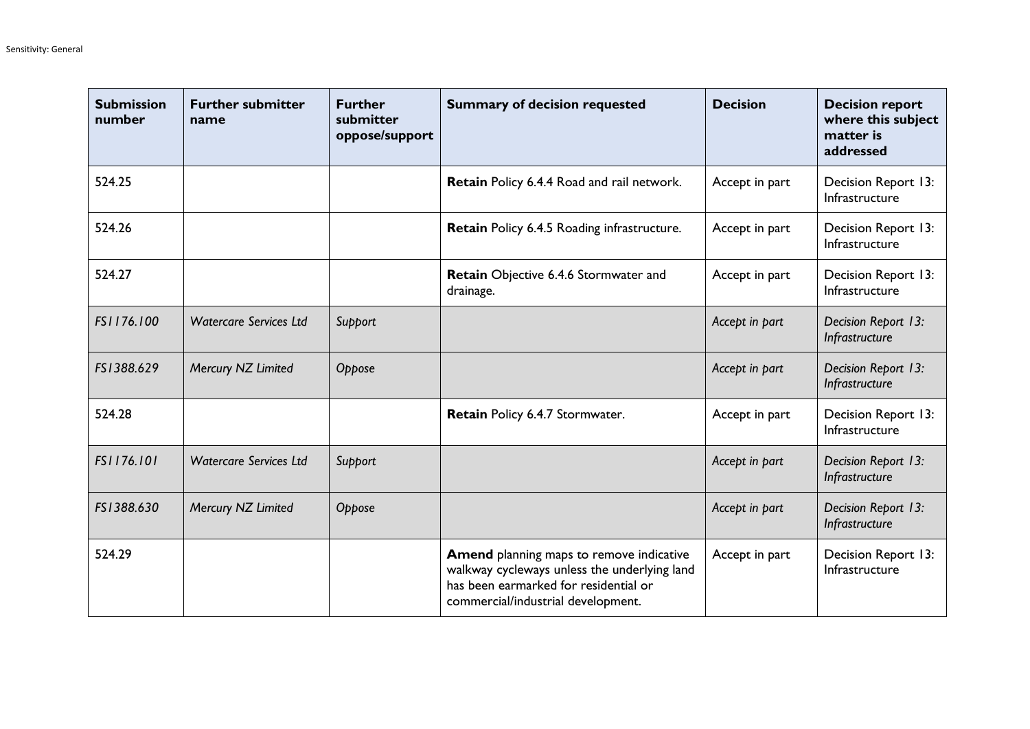| Submission number | Further submitter name | Further submitter oppose/support | Summary of decision requested | Decision | Decision report where this subject matter is addressed |
|---|---|---|---|---|---|
| 524.25 | | | **Retain** Policy 6.4.4 Road and rail network. | Accept in part | Decision Report 13: Infrastructure |
| 524.26 | | | **Retain** Policy 6.4.5 Roading infrastructure. | Accept in part | Decision Report 13: Infrastructure |
| 524.27 | | | **Retain** Objective 6.4.6 Stormwater and drainage. | Accept in part | Decision Report 13: Infrastructure |
| *FS1176.100* | *Watercare Services Ltd* | *Support* | | *Accept in part* | *Decision Report 13: Infrastructure* |
| *FS1388.629* | *Mercury NZ Limited* | *Oppose* | | *Accept in part* | *Decision Report 13: Infrastructure* |
| 524.28 | | | **Retain** Policy 6.4.7 Stormwater. | Accept in part | Decision Report 13: Infrastructure |
| *FS1176.101* | *Watercare Services Ltd* | *Support* | | *Accept in part* | *Decision Report 13: Infrastructure* |
| *FS1388.630* | *Mercury NZ Limited* | *Oppose* | | *Accept in part* | *Decision Report 13: Infrastructure* |
| 524.29 | | | **Amend** planning maps to remove indicative walkway cycleways unless the underlying land has been earmarked for residential or commercial/industrial development. | Accept in part | Decision Report 13: Infrastructure |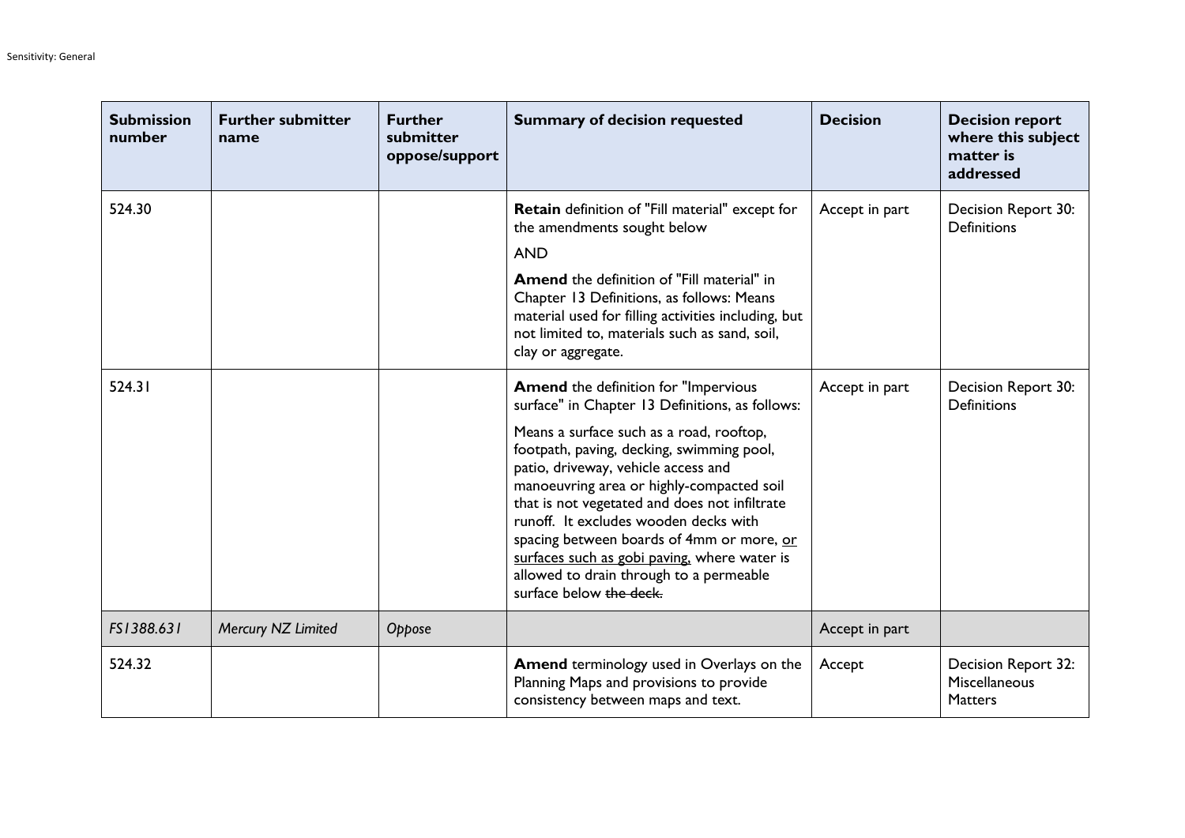| Submission number | Further submitter name | Further submitter oppose/support | Summary of decision requested | Decision | Decision report where this subject matter is addressed |
|---|---|---|---|---|---|
| 524.30 | | | **Retain** definition of "Fill material" except for the amendments sought below<br><br>AND<br><br>**Amend** the definition of "Fill material" in Chapter 13 Definitions, as follows: Means material used for filling activities including, but not limited to, materials such as sand, soil, clay or aggregate. | Accept in part | Decision Report 30: Definitions |
| 524.31 | | | **Amend** the definition for "Impervious surface" in Chapter 13 Definitions, as follows:<br><br>Means a surface such as a road, rooftop, footpath, paving, decking, swimming pool, patio, driveway, vehicle access and manoeuvring area or highly-compacted soil that is not vegetated and does not infiltrate runoff. It excludes wooden decks with spacing between boards of 4mm or more, <u>or surfaces such as gobi paving,</u> where water is allowed to drain through to a permeable surface below ~~the deck.~~ | Accept in part | Decision Report 30: Definitions |
| *FS1388.631* | *Mercury NZ Limited* | *Oppose* | | Accept in part | |
| 524.32 | | | **Amend** terminology used in Overlays on the Planning Maps and provisions to provide consistency between maps and text. | Accept | Decision Report 32: Miscellaneous Matters |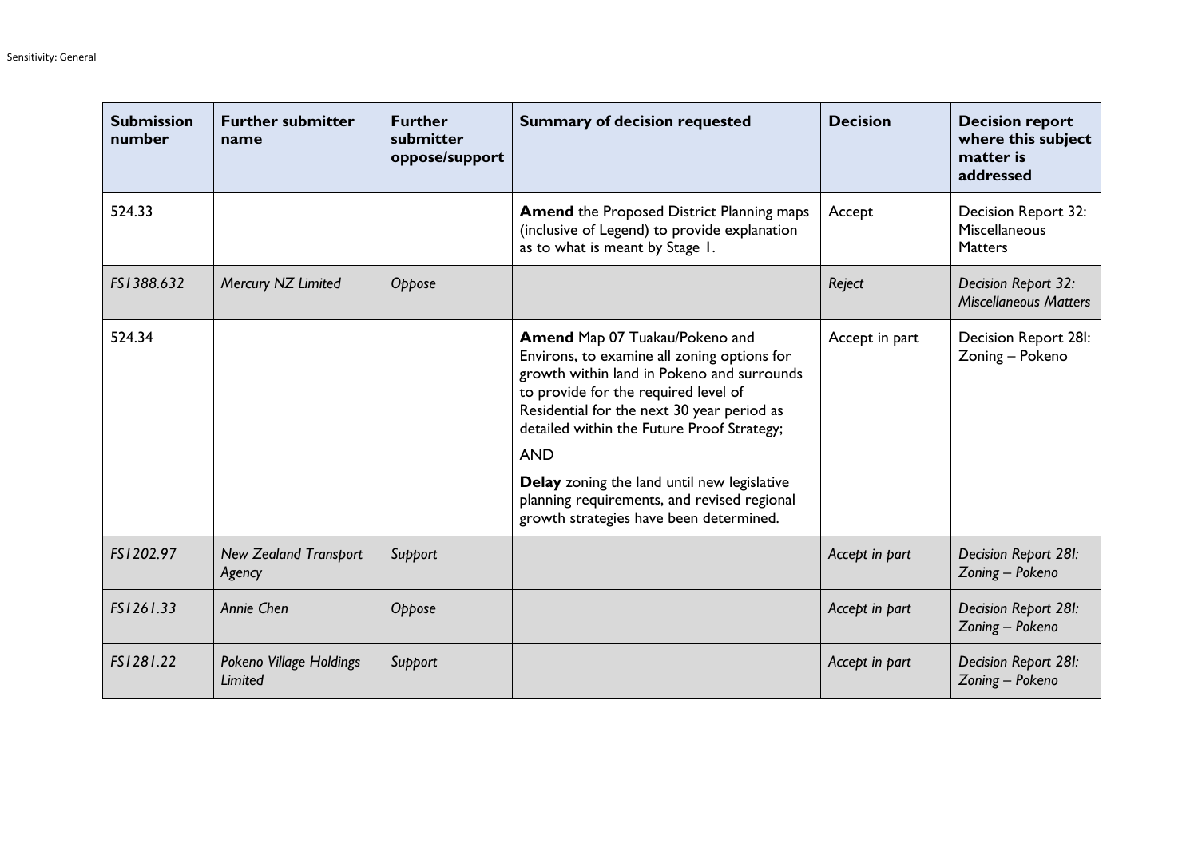| Submission number | Further submitter name | Further submitter oppose/support | Summary of decision requested | Decision | Decision report where this subject matter is addressed |
|---|---|---|---|---|---|
| 524.33 | | | **Amend** the Proposed District Planning maps (inclusive of Legend) to provide explanation as to what is meant by Stage 1. | Accept | Decision Report 32: Miscellaneous Matters |
| *FS1388.632* | *Mercury NZ Limited* | *Oppose* | | *Reject* | *Decision Report 32: Miscellaneous Matters* |
| 524.34 | | | **Amend** Map 07 Tuakau/Pokeno and Environs, to examine all zoning options for growth within land in Pokeno and surrounds to provide for the required level of Residential for the next 30 year period as detailed within the Future Proof Strategy;<br><br>AND<br><br>**Delay** zoning the land until new legislative planning requirements, and revised regional growth strategies have been determined. | Accept in part | Decision Report 28I: Zoning – Pokeno |
| *FS1202.97* | *New Zealand Transport Agency* | *Support* | | *Accept in part* | *Decision Report 28I: Zoning – Pokeno* |
| *FS1261.33* | *Annie Chen* | *Oppose* | | *Accept in part* | *Decision Report 28I: Zoning – Pokeno* |
| *FS1281.22* | *Pokeno Village Holdings Limited* | *Support* | | *Accept in part* | *Decision Report 28I: Zoning – Pokeno* |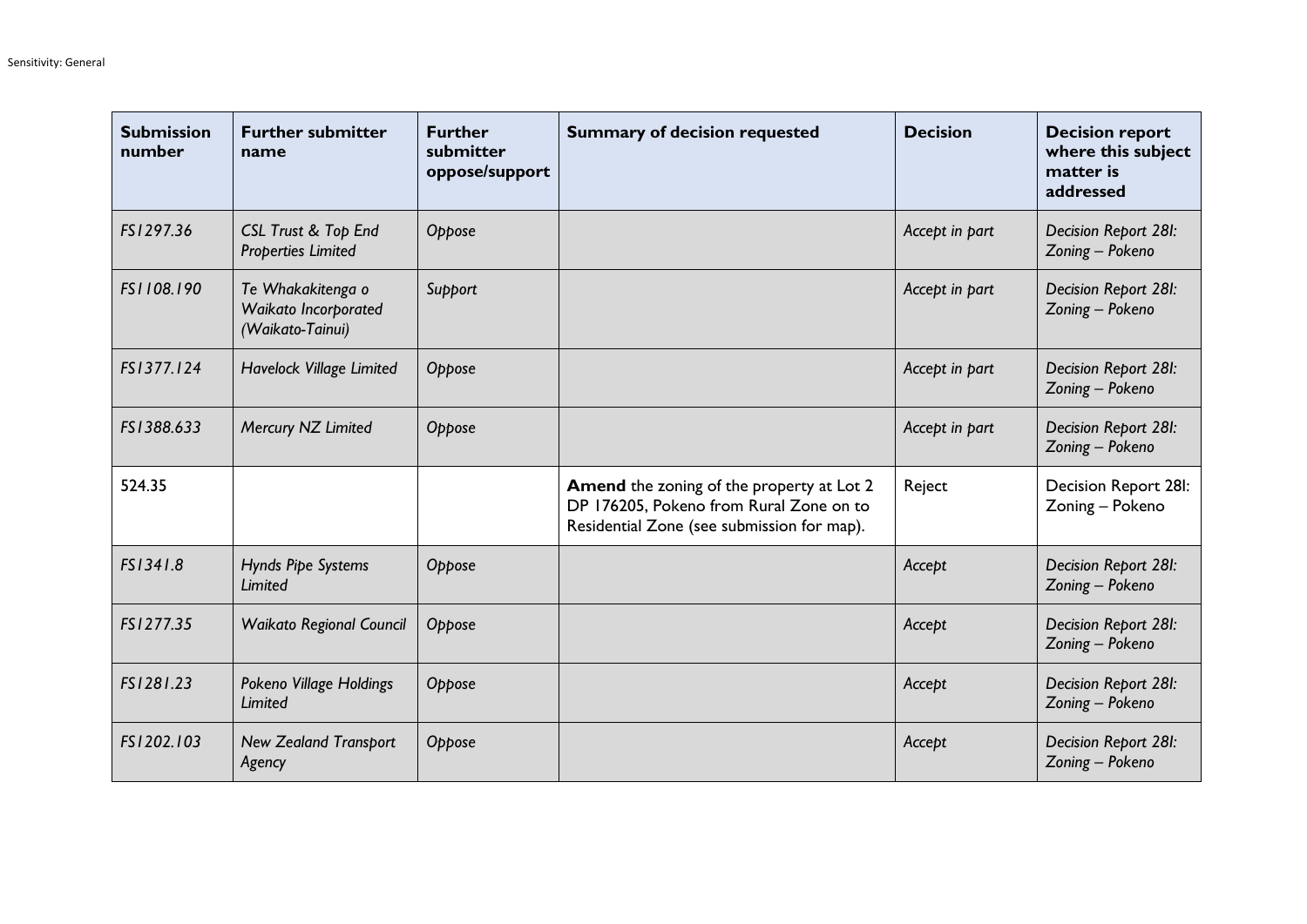| Submission number | Further submitter name | Further submitter oppose/support | Summary of decision requested | Decision | Decision report where this subject matter is addressed |
|---|---|---|---|---|---|
| *FS1297.36* | *CSL Trust & Top End Properties Limited* | *Oppose* | | *Accept in part* | *Decision Report 28I: Zoning – Pokeno* |
| *FS1108.190* | *Te Whakakitenga o Waikato Incorporated (Waikato-Tainui)* | *Support* | | *Accept in part* | *Decision Report 28I: Zoning – Pokeno* |
| *FS1377.124* | *Havelock Village Limited* | *Oppose* | | *Accept in part* | *Decision Report 28I: Zoning – Pokeno* |
| *FS1388.633* | *Mercury NZ Limited* | *Oppose* | | *Accept in part* | *Decision Report 28I: Zoning – Pokeno* |
| 524.35 | | | **Amend** the zoning of the property at Lot 2 DP 176205, Pokeno from Rural Zone on to Residential Zone (see submission for map). | Reject | Decision Report 28I: Zoning – Pokeno |
| *FS1341.8* | *Hynds Pipe Systems Limited* | *Oppose* | | *Accept* | *Decision Report 28I: Zoning – Pokeno* |
| *FS1277.35* | *Waikato Regional Council* | *Oppose* | | *Accept* | *Decision Report 28I: Zoning – Pokeno* |
| *FS1281.23* | *Pokeno Village Holdings Limited* | *Oppose* | | *Accept* | *Decision Report 28I: Zoning – Pokeno* |
| *FS1202.103* | *New Zealand Transport Agency* | *Oppose* | | *Accept* | *Decision Report 28I: Zoning – Pokeno* |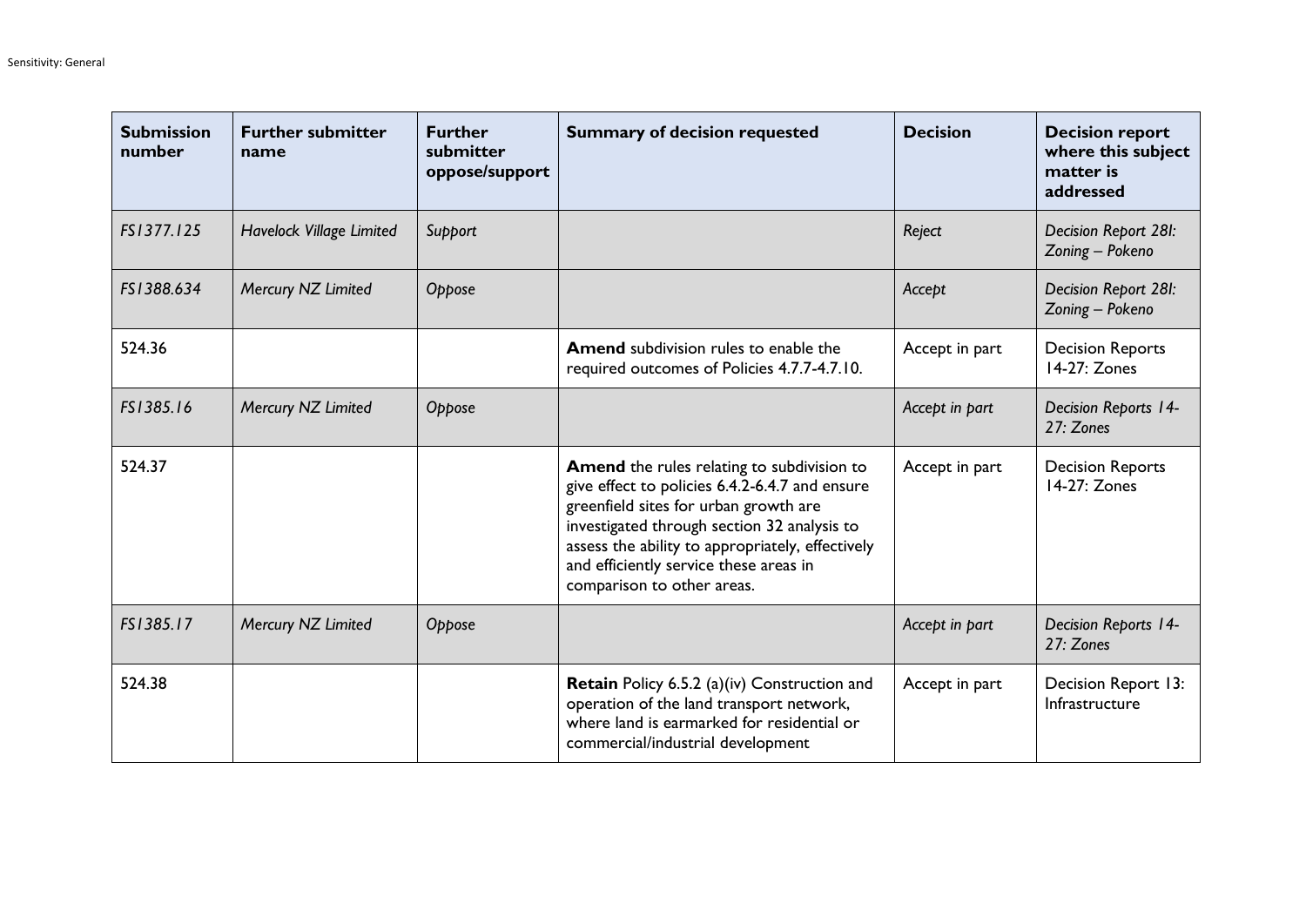| Submission number | Further submitter name | Further submitter oppose/support | Summary of decision requested | Decision | Decision report where this subject matter is addressed |
|---|---|---|---|---|---|
| *FS1377.125* | *Havelock Village Limited* | *Support* | | *Reject* | *Decision Report 28I: Zoning – Pokeno* |
| *FS1388.634* | *Mercury NZ Limited* | *Oppose* | | *Accept* | *Decision Report 28I: Zoning – Pokeno* |
| 524.36 | | | **Amend** subdivision rules to enable the required outcomes of Policies 4.7.7-4.7.10. | Accept in part | Decision Reports 14-27: Zones |
| *FS1385.16* | *Mercury NZ Limited* | *Oppose* | | *Accept in part* | *Decision Reports 14-27: Zones* |
| 524.37 | | | **Amend** the rules relating to subdivision to give effect to policies 6.4.2-6.4.7 and ensure greenfield sites for urban growth are investigated through section 32 analysis to assess the ability to appropriately, effectively and efficiently service these areas in comparison to other areas. | Accept in part | Decision Reports 14-27: Zones |
| *FS1385.17* | *Mercury NZ Limited* | *Oppose* | | *Accept in part* | *Decision Reports 14-27: Zones* |
| 524.38 | | | **Retain** Policy 6.5.2 (a)(iv) Construction and operation of the land transport network, where land is earmarked for residential or commercial/industrial development | Accept in part | Decision Report 13: Infrastructure |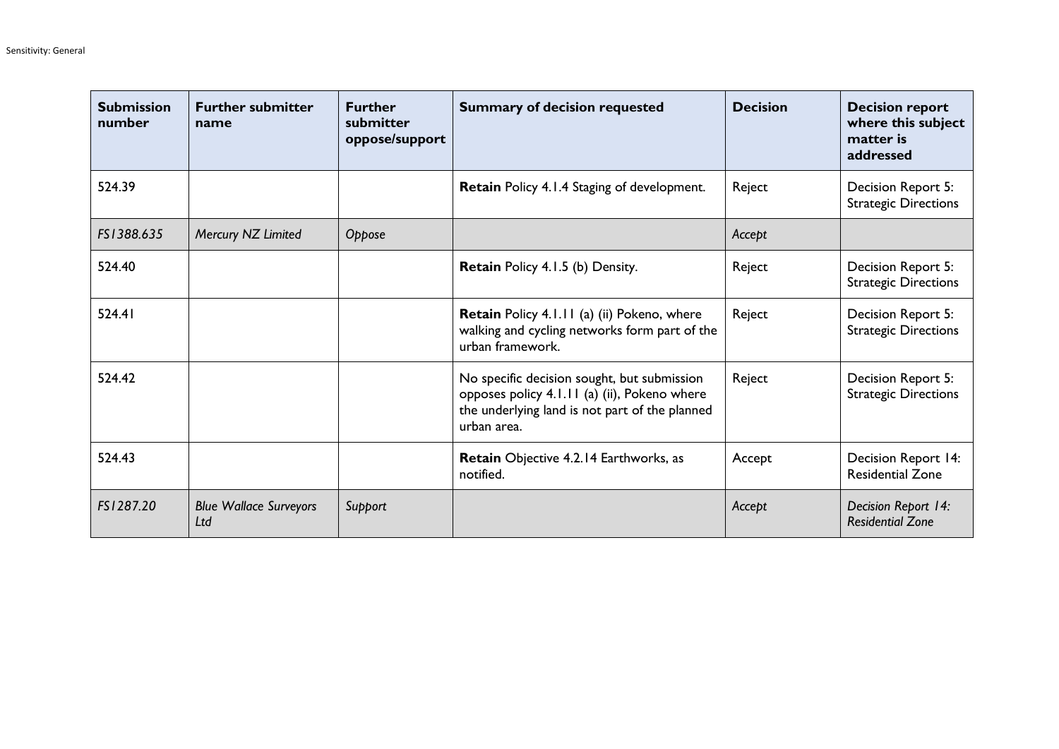| Submission number | Further submitter name | Further submitter oppose/support | Summary of decision requested | Decision | Decision report where this subject matter is addressed |
|---|---|---|---|---|---|
| 524.39 | | | **Retain** Policy 4.1.4 Staging of development. | Reject | Decision Report 5: Strategic Directions |
| *FS1388.635* | *Mercury NZ Limited* | *Oppose* | | *Accept* | |
| 524.40 | | | **Retain** Policy 4.1.5 (b) Density. | Reject | Decision Report 5: Strategic Directions |
| 524.41 | | | **Retain** Policy 4.1.11 (a) (ii) Pokeno, where walking and cycling networks form part of the urban framework. | Reject | Decision Report 5: Strategic Directions |
| 524.42 | | | No specific decision sought, but submission opposes policy 4.1.11 (a) (ii), Pokeno where the underlying land is not part of the planned urban area. | Reject | Decision Report 5: Strategic Directions |
| 524.43 | | | **Retain** Objective 4.2.14 Earthworks, as notified. | Accept | Decision Report 14: Residential Zone |
| *FS1287.20* | *Blue Wallace Surveyors Ltd* | *Support* | | *Accept* | *Decision Report 14: Residential Zone* |